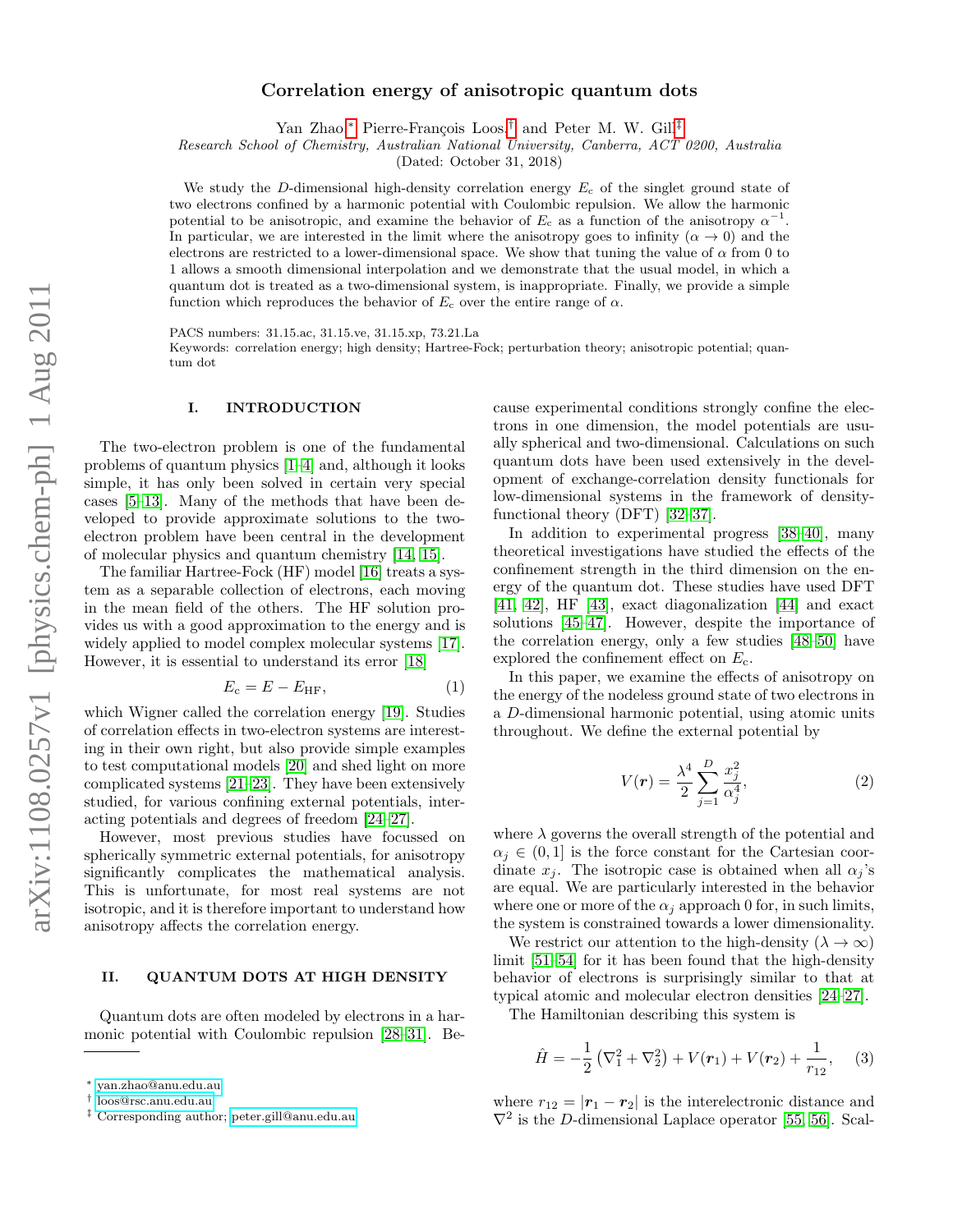# Correlation energy of anisotropic quantum dots

Yan Zhao,[*] Pierre-François Loos,[†] and Peter M. W. Gill[‡]

*Research School of Chemistry, Australian National University, Canberra, ACT 0200, Australia*

(Dated: October 31, 2018)

We study the $D$-dimensional high-density correlation energy $E_{\rm c}$ of the singlet ground state of two electrons confined by a harmonic potential with Coulombic repulsion. We allow the harmonic potential to be anisotropic, and examine the behavior of $E_{\rm c}$ as a function of the anisotropy $\alpha^{-1}$. In particular, we are interested in the limit where the anisotropy goes to infinity ($\alpha \to 0$) and the electrons are restricted to a lower-dimensional space. We show that tuning the value of $\alpha$ from 0 to 1 allows a smooth dimensional interpolation and we demonstrate that the usual model, in which a quantum dot is treated as a two-dimensional system, is inappropriate. Finally, we provide a simple function which reproduces the behavior of $E_{\rm c}$ over the entire range of $\alpha$.

PACS numbers: 31.15.ac, 31.15.ve, 31.15.xp, 73.21.La

Keywords: correlation energy; high density; Hartree-Fock; perturbation theory; anisotropic potential; quantum dot

## I. INTRODUCTION

The two-electron problem is one of the fundamental problems of quantum physics [1–4] and, although it looks simple, it has only been solved in certain very special cases [5–13]. Many of the methods that have been developed to provide approximate solutions to the two-electron problem have been central in the development of molecular physics and quantum chemistry [14, 15].

The familiar Hartree-Fock (HF) model [16] treats a system as a separable collection of electrons, each moving in the mean field of the others. The HF solution provides us with a good approximation to the energy and is widely applied to model complex molecular systems [17]. However, it is essential to understand its error [18]

$$E_{\rm c} = E - E_{\rm HF}, \tag{1}$$

which Wigner called the correlation energy [19]. Studies of correlation effects in two-electron systems are interesting in their own right, but also provide simple examples to test computational models [20] and shed light on more complicated systems [21–23]. They have been extensively studied, for various confining external potentials, interacting potentials and degrees of freedom [24–27].

However, most previous studies have focussed on spherically symmetric external potentials, for anisotropy significantly complicates the mathematical analysis. This is unfortunate, for most real systems are not isotropic, and it is therefore important to understand how anisotropy affects the correlation energy.

## II. QUANTUM DOTS AT HIGH DENSITY

Quantum dots are often modeled by electrons in a harmonic potential with Coulombic repulsion [28–31]. Because experimental conditions strongly confine the electrons in one dimension, the model potentials are usually spherical and two-dimensional. Calculations on such quantum dots have been used extensively in the development of exchange-correlation density functionals for low-dimensional systems in the framework of density-functional theory (DFT) [32–37].

In addition to experimental progress [38–40], many theoretical investigations have studied the effects of the confinement strength in the third dimension on the energy of the quantum dot. These studies have used DFT [41, 42], HF [43], exact diagonalization [44] and exact solutions [45–47]. However, despite the importance of the correlation energy, only a few studies [48–50] have explored the confinement effect on $E_{\rm c}$.

In this paper, we examine the effects of anisotropy on the energy of the nodeless ground state of two electrons in a $D$-dimensional harmonic potential, using atomic units throughout. We define the external potential by

$$V(\boldsymbol{r}) = \frac{\lambda^4}{2} \sum_{j=1}^{D} \frac{x_j^2}{\alpha_j^4}, \tag{2}$$

where $\lambda$ governs the overall strength of the potential and $\alpha_j \in (0, 1]$ is the force constant for the Cartesian coordinate $x_j$. The isotropic case is obtained when all $\alpha_j$'s are equal. We are particularly interested in the behavior where one or more of the $\alpha_j$ approach 0 for, in such limits, the system is constrained towards a lower dimensionality.

We restrict our attention to the high-density ($\lambda \to \infty$) limit [51–54] for it has been found that the high-density behavior of electrons is surprisingly similar to that at typical atomic and molecular electron densities [24–27].

The Hamiltonian describing this system is

$$\hat{H} = -\frac{1}{2}\left(\nabla_1^2 + \nabla_2^2\right) + V(\boldsymbol{r}_1) + V(\boldsymbol{r}_2) + \frac{1}{r_{12}}, \tag{3}$$

where $r_{12} = |\boldsymbol{r}_1 - \boldsymbol{r}_2|$ is the interelectronic distance and $\nabla^2$ is the $D$-dimensional Laplace operator [55, 56]. Scal-

---

[*] yan.zhao@anu.edu.au

[†] loos@rsc.anu.edu.au

[‡] Corresponding author; peter.gill@anu.edu.au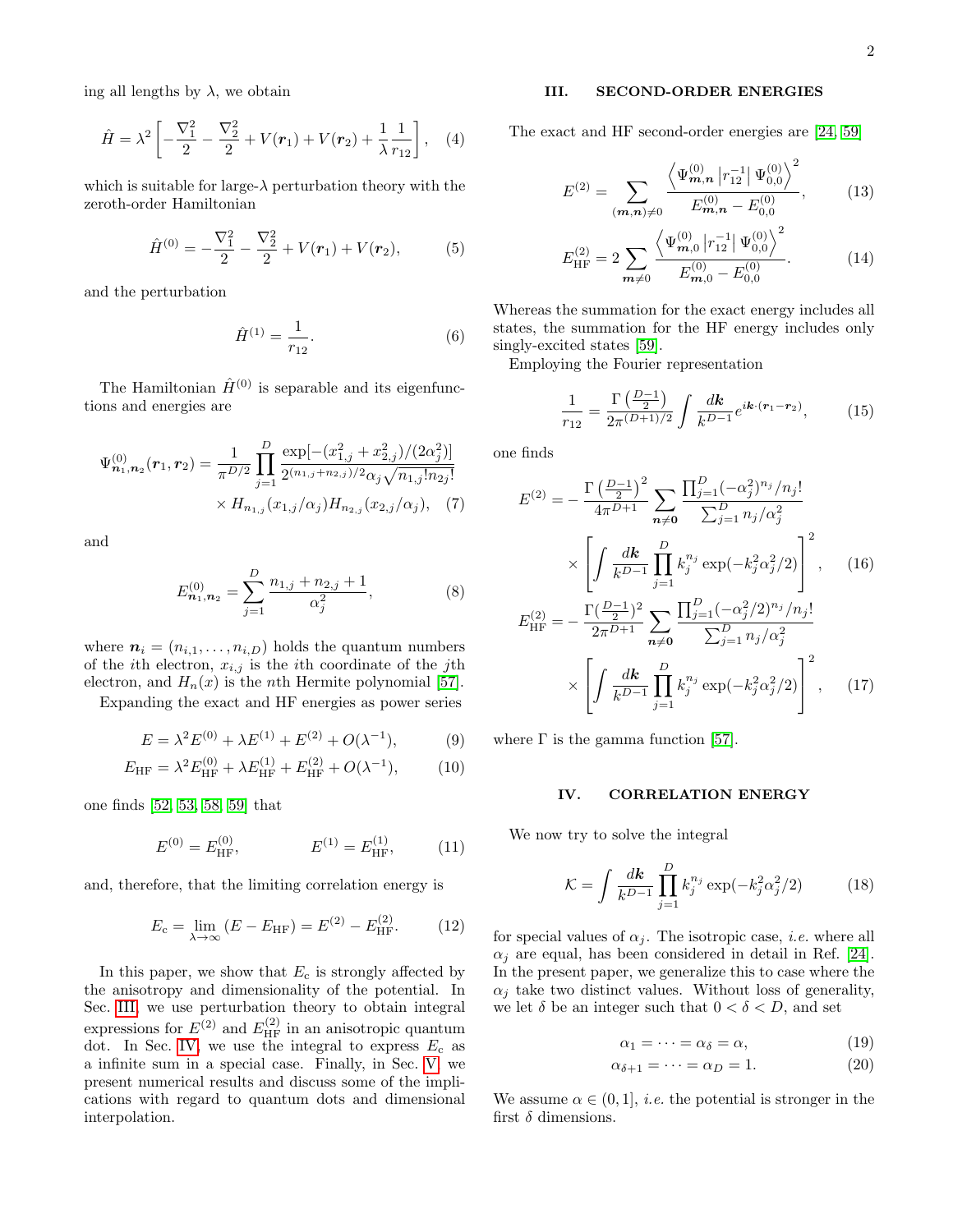ing all lengths by $\lambda$, we obtain

$$\hat{H} = \lambda^2 \left[ -\frac{\nabla_1^2}{2} - \frac{\nabla_2^2}{2} + V(\boldsymbol{r}_1) + V(\boldsymbol{r}_2) + \frac{1}{\lambda}\frac{1}{r_{12}} \right], \quad (4)$$

which is suitable for large-$\lambda$ perturbation theory with the zeroth-order Hamiltonian

$$\hat{H}^{(0)} = -\frac{\nabla_1^2}{2} - \frac{\nabla_2^2}{2} + V(\boldsymbol{r}_1) + V(\boldsymbol{r}_2), \quad (5)$$

and the perturbation

$$\hat{H}^{(1)} = \frac{1}{r_{12}}. \quad (6)$$

The Hamiltonian $\hat{H}^{(0)}$ is separable and its eigenfunctions and energies are

$$\Psi^{(0)}_{\boldsymbol{n}_1,\boldsymbol{n}_2}(\boldsymbol{r}_1,\boldsymbol{r}_2) = \frac{1}{\pi^{D/2}} \prod_{j=1}^{D} \frac{\exp[-(x_{1,j}^2 + x_{2,j}^2)/(2\alpha_j^2)]}{2^{(n_{1,j}+n_{2,j})/2}\alpha_j \sqrt{n_{1,j}! n_{2j}!}} \times H_{n_{1,j}}(x_{1,j}/\alpha_j) H_{n_{2,j}}(x_{2,j}/\alpha_j), \quad (7)$$

and

$$E^{(0)}_{\boldsymbol{n}_1,\boldsymbol{n}_2} = \sum_{j=1}^{D} \frac{n_{1,j} + n_{2,j} + 1}{\alpha_j^2}, \quad (8)$$

where $\boldsymbol{n}_i = (n_{i,1}, \dots, n_{i,D})$ holds the quantum numbers of the $i$th electron, $x_{i,j}$ is the $i$th coordinate of the $j$th electron, and $H_n(x)$ is the $n$th Hermite polynomial [57].

Expanding the exact and HF energies as power series

$$E = \lambda^2 E^{(0)} + \lambda E^{(1)} + E^{(2)} + O(\lambda^{-1}), \quad (9)$$

$$E_{\text{HF}} = \lambda^2 E^{(0)}_{\text{HF}} + \lambda E^{(1)}_{\text{HF}} + E^{(2)}_{\text{HF}} + O(\lambda^{-1}), \quad (10)$$

one finds [52, 53, 58, 59] that

$$E^{(0)} = E^{(0)}_{\text{HF}}, \qquad E^{(1)} = E^{(1)}_{\text{HF}}, \quad (11)$$

and, therefore, that the limiting correlation energy is

$$E_{\text{c}} = \lim_{\lambda\to\infty} (E - E_{\text{HF}}) = E^{(2)} - E^{(2)}_{\text{HF}}. \quad (12)$$

In this paper, we show that $E_{\text{c}}$ is strongly affected by the anisotropy and dimensionality of the potential. In Sec. III, we use perturbation theory to obtain integral expressions for $E^{(2)}$ and $E^{(2)}_{\text{HF}}$ in an anisotropic quantum dot. In Sec. IV, we use the integral to express $E_{\text{c}}$ as a infinite sum in a special case. Finally, in Sec. V, we present numerical results and discuss some of the implications with regard to quantum dots and dimensional interpolation.

## III. SECOND-ORDER ENERGIES

The exact and HF second-order energies are [24, 59]

$$E^{(2)} = \sum_{(\boldsymbol{m},\boldsymbol{n})\neq 0} \frac{\left\langle \Psi^{(0)}_{\boldsymbol{m},\boldsymbol{n}} \left| r_{12}^{-1} \right| \Psi^{(0)}_{0,0} \right\rangle^2}{E^{(0)}_{\boldsymbol{m},\boldsymbol{n}} - E^{(0)}_{0,0}}, \quad (13)$$

$$E^{(2)}_{\text{HF}} = 2 \sum_{\boldsymbol{m}\neq 0} \frac{\left\langle \Psi^{(0)}_{\boldsymbol{m},0} \left| r_{12}^{-1} \right| \Psi^{(0)}_{0,0} \right\rangle^2}{E^{(0)}_{\boldsymbol{m},0} - E^{(0)}_{0,0}}. \quad (14)$$

Whereas the summation for the exact energy includes all states, the summation for the HF energy includes only singly-excited states [59].

Employing the Fourier representation

$$\frac{1}{r_{12}} = \frac{\Gamma\left(\frac{D-1}{2}\right)}{2\pi^{(D+1)/2}} \int \frac{d\boldsymbol{k}}{k^{D-1}} e^{i\boldsymbol{k}\cdot(\boldsymbol{r}_1 - \boldsymbol{r}_2)}, \quad (15)$$

one finds

$$E^{(2)} = -\frac{\Gamma\left(\frac{D-1}{2}\right)^2}{4\pi^{D+1}} \sum_{\boldsymbol{n}\neq\boldsymbol{0}} \frac{\prod_{j=1}^{D} (-\alpha_j^2)^{n_j}/n_j!}{\sum_{j=1}^{D} n_j/\alpha_j^2} \times \left[ \int \frac{d\boldsymbol{k}}{k^{D-1}} \prod_{j=1}^{D} k_j^{n_j} \exp(-k_j^2\alpha_j^2/2) \right]^2, \quad (16)$$

$$E^{(2)}_{\text{HF}} = -\frac{\Gamma(\frac{D-1}{2})^2}{2\pi^{D+1}} \sum_{\boldsymbol{n}\neq\boldsymbol{0}} \frac{\prod_{j=1}^{D} (-\alpha_j^2/2)^{n_j}/n_j!}{\sum_{j=1}^{D} n_j/\alpha_j^2} \times \left[ \int \frac{d\boldsymbol{k}}{k^{D-1}} \prod_{j=1}^{D} k_j^{n_j} \exp(-k_j^2\alpha_j^2/2) \right]^2, \quad (17)$$

where $\Gamma$ is the gamma function [57].

## IV. CORRELATION ENERGY

We now try to solve the integral

$$\mathcal{K} = \int \frac{d\boldsymbol{k}}{k^{D-1}} \prod_{j=1}^{D} k_j^{n_j} \exp(-k_j^2\alpha_j^2/2) \quad (18)$$

for special values of $\alpha_j$. The isotropic case, *i.e.* where all $\alpha_j$ are equal, has been considered in detail in Ref. [24]. In the present paper, we generalize this to case where the $\alpha_j$ take two distinct values. Without loss of generality, we let $\delta$ be an integer such that $0 < \delta < D$, and set

$$\alpha_1 = \cdots = \alpha_\delta = \alpha, \quad (19)$$

$$\alpha_{\delta+1} = \cdots = \alpha_D = 1. \quad (20)$$

We assume $\alpha \in (0, 1]$, *i.e.* the potential is stronger in the first $\delta$ dimensions.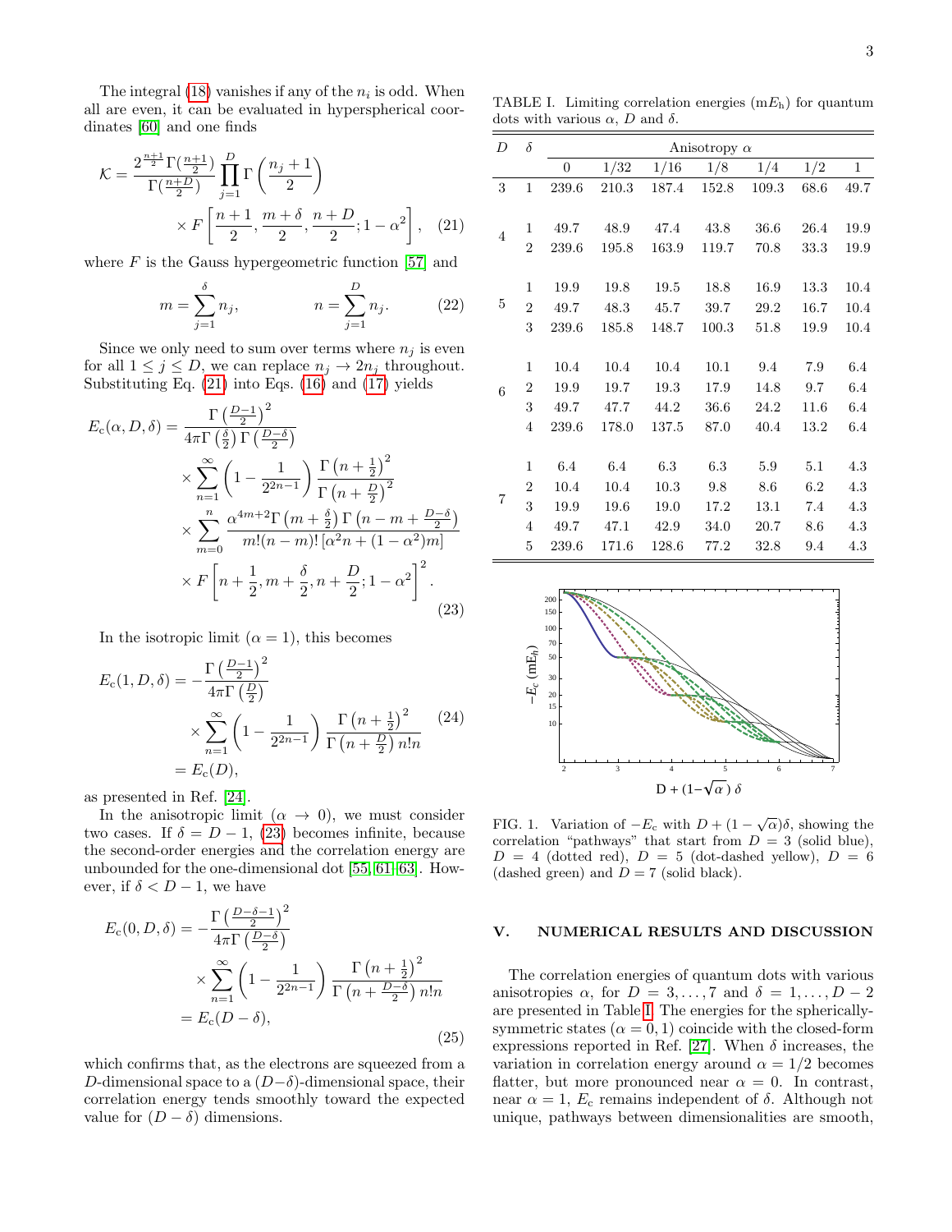The integral (18) vanishes if any of the $n_i$ is odd. When all are even, it can be evaluated in hyperspherical coordinates [60] and one finds

$$\mathcal{K} = \frac{2^{\frac{n+1}{2}}\Gamma(\frac{n+1}{2})}{\Gamma(\frac{n+D}{2})}\prod_{j=1}^{D}\Gamma\left(\frac{n_j+1}{2}\right) \times F\left[\frac{n+1}{2},\frac{m+\delta}{2},\frac{n+D}{2};1-\alpha^2\right], \quad (21)$$

where $F$ is the Gauss hypergeometric function [57] and

$$m = \sum_{j=1}^{\delta} n_j, \qquad n = \sum_{j=1}^{D} n_j. \quad (22)$$

Since we only need to sum over terms where $n_j$ is even for all $1 \leq j \leq D$, we can replace $n_j \to 2n_j$ throughout. Substituting Eq. (21) into Eqs. (16) and (17) yields

$$\begin{aligned}E_c(\alpha, D, \delta) = &\frac{\Gamma\left(\frac{D-1}{2}\right)^2}{4\pi\Gamma\left(\frac{\delta}{2}\right)\Gamma\left(\frac{D-\delta}{2}\right)} \\ &\times \sum_{n=1}^{\infty}\left(1-\frac{1}{2^{2n-1}}\right)\frac{\Gamma\left(n+\frac{1}{2}\right)^2}{\Gamma\left(n+\frac{D}{2}\right)^2} \\ &\times \sum_{m=0}^{n}\frac{\alpha^{4m+2}\Gamma\left(m+\frac{\delta}{2}\right)\Gamma\left(n-m+\frac{D-\delta}{2}\right)}{m!(n-m)!\left[\alpha^2 n + (1-\alpha^2)m\right]} \\ &\times F\left[n+\frac{1}{2},m+\frac{\delta}{2},n+\frac{D}{2};1-\alpha^2\right]^2.\end{aligned} \quad (23)$$

In the isotropic limit ($\alpha = 1$), this becomes

$$\begin{aligned}E_c(1, D, \delta) = &-\frac{\Gamma\left(\frac{D-1}{2}\right)^2}{4\pi\Gamma\left(\frac{D}{2}\right)} \\ &\times \sum_{n=1}^{\infty}\left(1-\frac{1}{2^{2n-1}}\right)\frac{\Gamma\left(n+\frac{1}{2}\right)^2}{\Gamma\left(n+\frac{D}{2}\right)n!n} \\ = &\, E_c(D),\end{aligned} \quad (24)$$

as presented in Ref. [24].

In the anisotropic limit ($\alpha \to 0$), we must consider two cases. If $\delta = D - 1$, (23) becomes infinite, because the second-order energies and the correlation energy are unbounded for the one-dimensional dot [55, 61–63]. However, if $\delta < D - 1$, we have

$$\begin{aligned}E_c(0, D, \delta) = &-\frac{\Gamma\left(\frac{D-\delta-1}{2}\right)^2}{4\pi\Gamma\left(\frac{D-\delta}{2}\right)} \\ &\times \sum_{n=1}^{\infty}\left(1-\frac{1}{2^{2n-1}}\right)\frac{\Gamma\left(n+\frac{1}{2}\right)^2}{\Gamma\left(n+\frac{D-\delta}{2}\right)n!n} \\ = &\, E_c(D-\delta),\end{aligned} \quad (25)$$

which confirms that, as the electrons are squeezed from a $D$-dimensional space to a $(D-\delta)$-dimensional space, their correlation energy tends smoothly toward the expected value for $(D - \delta)$ dimensions.

TABLE I. Limiting correlation energies (m$E_h$) for quantum dots with various $\alpha$, $D$ and $\delta$.

| $D$ | $\delta$ | Anisotropy $\alpha$ | | | | | | |
|---|---|---|---|---|---|---|---|---|
| | | 0 | 1/32 | 1/16 | 1/8 | 1/4 | 1/2 | 1 |
| 3 | 1 | 239.6 | 210.3 | 187.4 | 152.8 | 109.3 | 68.6 | 49.7 |
| 4 | 1 | 49.7 | 48.9 | 47.4 | 43.8 | 36.6 | 26.4 | 19.9 |
| | 2 | 239.6 | 195.8 | 163.9 | 119.7 | 70.8 | 33.3 | 19.9 |
| 5 | 1 | 19.9 | 19.8 | 19.5 | 18.8 | 16.9 | 13.3 | 10.4 |
| | 2 | 49.7 | 48.3 | 45.7 | 39.7 | 29.2 | 16.7 | 10.4 |
| | 3 | 239.6 | 185.8 | 148.7 | 100.3 | 51.8 | 19.9 | 10.4 |
| 6 | 1 | 10.4 | 10.4 | 10.4 | 10.1 | 9.4 | 7.9 | 6.4 |
| | 2 | 19.9 | 19.7 | 19.3 | 17.9 | 14.8 | 9.7 | 6.4 |
| | 3 | 49.7 | 47.7 | 44.2 | 36.6 | 24.2 | 11.6 | 6.4 |
| | 4 | 239.6 | 178.0 | 137.5 | 87.0 | 40.4 | 13.2 | 6.4 |
| 7 | 1 | 6.4 | 6.4 | 6.3 | 6.3 | 5.9 | 5.1 | 4.3 |
| | 2 | 10.4 | 10.4 | 10.3 | 9.8 | 8.6 | 6.2 | 4.3 |
| | 3 | 19.9 | 19.6 | 19.0 | 17.2 | 13.1 | 7.4 | 4.3 |
| | 4 | 49.7 | 47.1 | 42.9 | 34.0 | 20.7 | 8.6 | 4.3 |
| | 5 | 239.6 | 171.6 | 128.6 | 77.2 | 32.8 | 9.4 | 4.3 |

FIG. 1. Variation of $-E_c$ with $D + (1 - \sqrt{\alpha})\delta$, showing the correlation "pathways" that start from $D = 3$ (solid blue), $D = 4$ (dotted red), $D = 5$ (dot-dashed yellow), $D = 6$ (dashed green) and $D = 7$ (solid black).

## V. NUMERICAL RESULTS AND DISCUSSION

The correlation energies of quantum dots with various anisotropies $\alpha$, for $D = 3, \ldots, 7$ and $\delta = 1, \ldots, D - 2$ are presented in Table I. The energies for the spherically-symmetric states ($\alpha = 0, 1$) coincide with the closed-form expressions reported in Ref. [27]. When $\delta$ increases, the variation in correlation energy around $\alpha = 1/2$ becomes flatter, but more pronounced near $\alpha = 0$. In contrast, near $\alpha = 1$, $E_c$ remains independent of $\delta$. Although not unique, pathways between dimensionalities are smooth,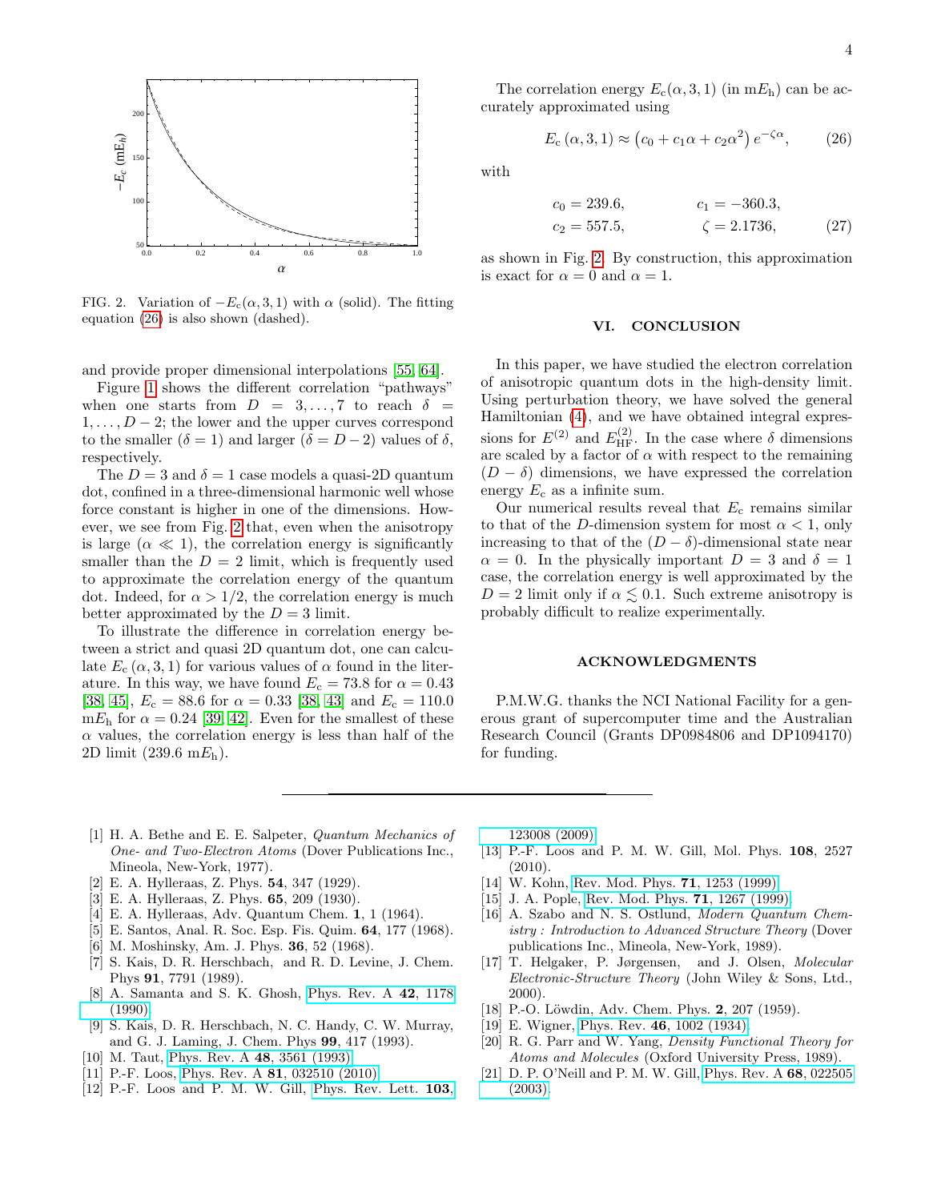FIG. 2. Variation of $-E_c(\alpha, 3, 1)$ with $\alpha$ (solid). The fitting equation (26) is also shown (dashed).

and provide proper dimensional interpolations [55, 64].

Figure 1 shows the different correlation "pathways" when one starts from $D = 3, \ldots, 7$ to reach $\delta = 1, \ldots, D-2$; the lower and the upper curves correspond to the smaller ($\delta = 1$) and larger ($\delta = D-2$) values of $\delta$, respectively.

The $D = 3$ and $\delta = 1$ case models a quasi-2D quantum dot, confined in a three-dimensional harmonic well whose force constant is higher in one of the dimensions. However, we see from Fig. 2 that, even when the anisotropy is large ($\alpha \ll 1$), the correlation energy is significantly smaller than the $D = 2$ limit, which is frequently used to approximate the correlation energy of the quantum dot. Indeed, for $\alpha > 1/2$, the correlation energy is much better approximated by the $D = 3$ limit.

To illustrate the difference in correlation energy between a strict and quasi 2D quantum dot, one can calculate $E_c(\alpha, 3, 1)$ for various values of $\alpha$ found in the literature. In this way, we have found $E_c = 73.8$ for $\alpha = 0.43$ [38, 45], $E_c = 88.6$ for $\alpha = 0.33$ [38, 43] and $E_c = 110.0$ m$E_h$ for $\alpha = 0.24$ [39, 42]. Even for the smallest of these $\alpha$ values, the correlation energy is less than half of the 2D limit (239.6 m$E_h$).

The correlation energy $E_c(\alpha, 3, 1)$ (in m$E_h$) can be accurately approximated using

$$E_c(\alpha, 3, 1) \approx \left(c_0 + c_1 \alpha + c_2 \alpha^2\right) e^{-\zeta \alpha}, \qquad (26)$$

with

$$\begin{aligned} c_0 &= 239.6, & c_1 &= -360.3, \\ c_2 &= 557.5, & \zeta &= 2.1736, \end{aligned} \qquad (27)$$

as shown in Fig. 2. By construction, this approximation is exact for $\alpha = 0$ and $\alpha = 1$.

## VI. CONCLUSION

In this paper, we have studied the electron correlation of anisotropic quantum dots in the high-density limit. Using perturbation theory, we have solved the general Hamiltonian (4), and we have obtained integral expressions for $E^{(2)}$ and $E^{(2)}_{\text{HF}}$. In the case where $\delta$ dimensions are scaled by a factor of $\alpha$ with respect to the remaining $(D - \delta)$ dimensions, we have expressed the correlation energy $E_c$ as a infinite sum.

Our numerical results reveal that $E_c$ remains similar to that of the $D$-dimension system for most $\alpha < 1$, only increasing to that of the $(D - \delta)$-dimensional state near $\alpha = 0$. In the physically important $D = 3$ and $\delta = 1$ case, the correlation energy is well approximated by the $D = 2$ limit only if $\alpha \lesssim 0.1$. Such extreme anisotropy is probably difficult to realize experimentally.

## ACKNOWLEDGMENTS

P.M.W.G. thanks the NCI National Facility for a generous grant of supercomputer time and the Australian Research Council (Grants DP0984806 and DP1094170) for funding.

---

[1] H. A. Bethe and E. E. Salpeter, *Quantum Mechanics of One- and Two-Electron Atoms* (Dover Publications Inc., Mineola, New-York, 1977).
[2] E. A. Hylleraas, Z. Phys. **54**, 347 (1929).
[3] E. A. Hylleraas, Z. Phys. **65**, 209 (1930).
[4] E. A. Hylleraas, Adv. Quantum Chem. **1**, 1 (1964).
[5] E. Santos, Anal. R. Soc. Esp. Fis. Quim. **64**, 177 (1968).
[6] M. Moshinsky, Am. J. Phys. **36**, 52 (1968).
[7] S. Kais, D. R. Herschbach, and R. D. Levine, J. Chem. Phys **91**, 7791 (1989).
[8] A. Samanta and S. K. Ghosh, Phys. Rev. A **42**, 1178 (1990).
[9] S. Kais, D. R. Herschbach, N. C. Handy, C. W. Murray, and G. J. Laming, J. Chem. Phys **99**, 417 (1993).
[10] M. Taut, Phys. Rev. A **48**, 3561 (1993).
[11] P.-F. Loos, Phys. Rev. A **81**, 032510 (2010).
[12] P.-F. Loos and P. M. W. Gill, Phys. Rev. Lett. **103**, 123008 (2009).
[13] P.-F. Loos and P. M. W. Gill, Mol. Phys. **108**, 2527 (2010).
[14] W. Kohn, Rev. Mod. Phys. **71**, 1253 (1999).
[15] J. A. Pople, Rev. Mod. Phys. **71**, 1267 (1999).
[16] A. Szabo and N. S. Ostlund, *Modern Quantum Chemistry : Introduction to Advanced Structure Theory* (Dover publications Inc., Mineola, New-York, 1989).
[17] T. Helgaker, P. Jørgensen, and J. Olsen, *Molecular Electronic-Structure Theory* (John Wiley & Sons, Ltd., 2000).
[18] P.-O. Löwdin, Adv. Chem. Phys. **2**, 207 (1959).
[19] E. Wigner, Phys. Rev. **46**, 1002 (1934).
[20] R. G. Parr and W. Yang, *Density Functional Theory for Atoms and Molecules* (Oxford University Press, 1989).
[21] D. P. O'Neill and P. M. W. Gill, Phys. Rev. A **68**, 022505 (2003).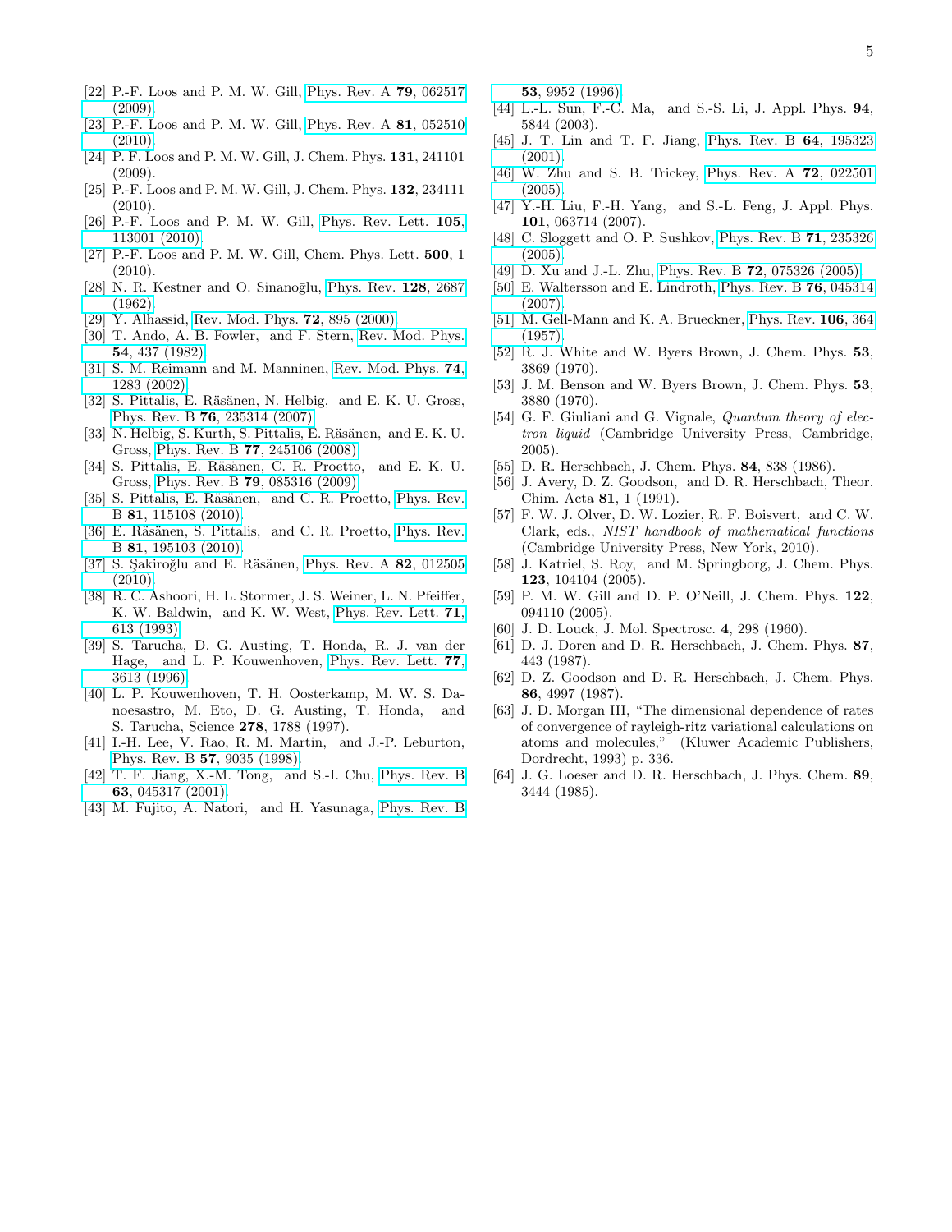[22] P.-F. Loos and P. M. W. Gill, Phys. Rev. A **79**, 062517 (2009).

[23] P.-F. Loos and P. M. W. Gill, Phys. Rev. A **81**, 052510 (2010).

[24] P. F. Loos and P. M. W. Gill, J. Chem. Phys. **131**, 241101 (2009).

[25] P.-F. Loos and P. M. W. Gill, J. Chem. Phys. **132**, 234111 (2010).

[26] P.-F. Loos and P. M. W. Gill, Phys. Rev. Lett. **105**, 113001 (2010).

[27] P.-F. Loos and P. M. W. Gill, Chem. Phys. Lett. **500**, 1 (2010).

[28] N. R. Kestner and O. Sinanoğlu, Phys. Rev. **128**, 2687 (1962).

[29] Y. Alhassid, Rev. Mod. Phys. **72**, 895 (2000).

[30] T. Ando, A. B. Fowler, and F. Stern, Rev. Mod. Phys. **54**, 437 (1982).

[31] S. M. Reimann and M. Manninen, Rev. Mod. Phys. **74**, 1283 (2002).

[32] S. Pittalis, E. Räsänen, N. Helbig, and E. K. U. Gross, Phys. Rev. B **76**, 235314 (2007).

[33] N. Helbig, S. Kurth, S. Pittalis, E. Räsänen, and E. K. U. Gross, Phys. Rev. B **77**, 245106 (2008).

[34] S. Pittalis, E. Räsänen, and E. K. U. Gross, Phys. Rev. B **79**, 085316 (2009).

[35] S. Pittalis, E. Räsänen, and C. R. Proetto, Phys. Rev. B **81**, 115108 (2010).

[36] E. Räsänen, S. Pittalis, and C. R. Proetto, Phys. Rev. B **81**, 195103 (2010).

[37] S. Şakiroğlu and E. Räsänen, Phys. Rev. A **82**, 012505 (2010).

[38] R. C. Ashoori, H. L. Stormer, J. S. Weiner, L. N. Pfeiffer, K. W. Baldwin, and K. W. West, Phys. Rev. Lett. **71**, 613 (1993).

[39] S. Tarucha, D. G. Austing, T. Honda, R. J. van der Hage, and L. P. Kouwenhoven, Phys. Rev. Lett. **77**, 3613 (1996).

[40] L. P. Kouwenhoven, T. H. Oosterkamp, M. W. S. Danoesastro, M. Eto, D. G. Austing, T. Honda, and S. Tarucha, Science **278**, 1788 (1997).

[41] I.-H. Lee, V. Rao, R. M. Martin, and J.-P. Leburton, Phys. Rev. B **57**, 9035 (1998).

[42] T. F. Jiang, X.-M. Tong, and S.-I. Chu, Phys. Rev. B **63**, 045317 (2001).

[43] M. Fujito, A. Natori, and H. Yasunaga, Phys. Rev. B **53**, 9952 (1996).

[44] L.-L. Sun, F.-C. Ma, and S.-S. Li, J. Appl. Phys. **94**, 5844 (2003).

[45] J. T. Lin and T. F. Jiang, Phys. Rev. B **64**, 195323 (2001).

[46] W. Zhu and S. B. Trickey, Phys. Rev. A **72**, 022501 (2005).

[47] Y.-H. Liu, F.-H. Yang, and S.-L. Feng, J. Appl. Phys. **101**, 063714 (2007).

[48] C. Sloggett and O. P. Sushkov, Phys. Rev. B **71**, 235326 (2005).

[49] D. Xu and J.-L. Zhu, Phys. Rev. B **72**, 075326 (2005).

[50] E. Waltersson and E. Lindroth, Phys. Rev. B **76**, 045314 (2007).

[51] M. Gell-Mann and K. A. Brueckner, Phys. Rev. **106**, 364 (1957).

[52] R. J. White and W. Byers Brown, J. Chem. Phys. **53**, 3869 (1970).

[53] J. M. Benson and W. Byers Brown, J. Chem. Phys. **53**, 3880 (1970).

[54] G. F. Giuliani and G. Vignale, *Quantum theory of electron liquid* (Cambridge University Press, Cambridge, 2005).

[55] D. R. Herschbach, J. Chem. Phys. **84**, 838 (1986).

[56] J. Avery, D. Z. Goodson, and D. R. Herschbach, Theor. Chim. Acta **81**, 1 (1991).

[57] F. W. J. Olver, D. W. Lozier, R. F. Boisvert, and C. W. Clark, eds., *NIST handbook of mathematical functions* (Cambridge University Press, New York, 2010).

[58] J. Katriel, S. Roy, and M. Springborg, J. Chem. Phys. **123**, 104104 (2005).

[59] P. M. W. Gill and D. P. O'Neill, J. Chem. Phys. **122**, 094110 (2005).

[60] J. D. Louck, J. Mol. Spectrosc. **4**, 298 (1960).

[61] D. J. Doren and D. R. Herschbach, J. Chem. Phys. **87**, 443 (1987).

[62] D. Z. Goodson and D. R. Herschbach, J. Chem. Phys. **86**, 4997 (1987).

[63] J. D. Morgan III, "The dimensional dependence of rates of convergence of rayleigh-ritz variational calculations on atoms and molecules," (Kluwer Academic Publishers, Dordrecht, 1993) p. 336.

[64] J. G. Loeser and D. R. Herschbach, J. Phys. Chem. **89**, 3444 (1985).